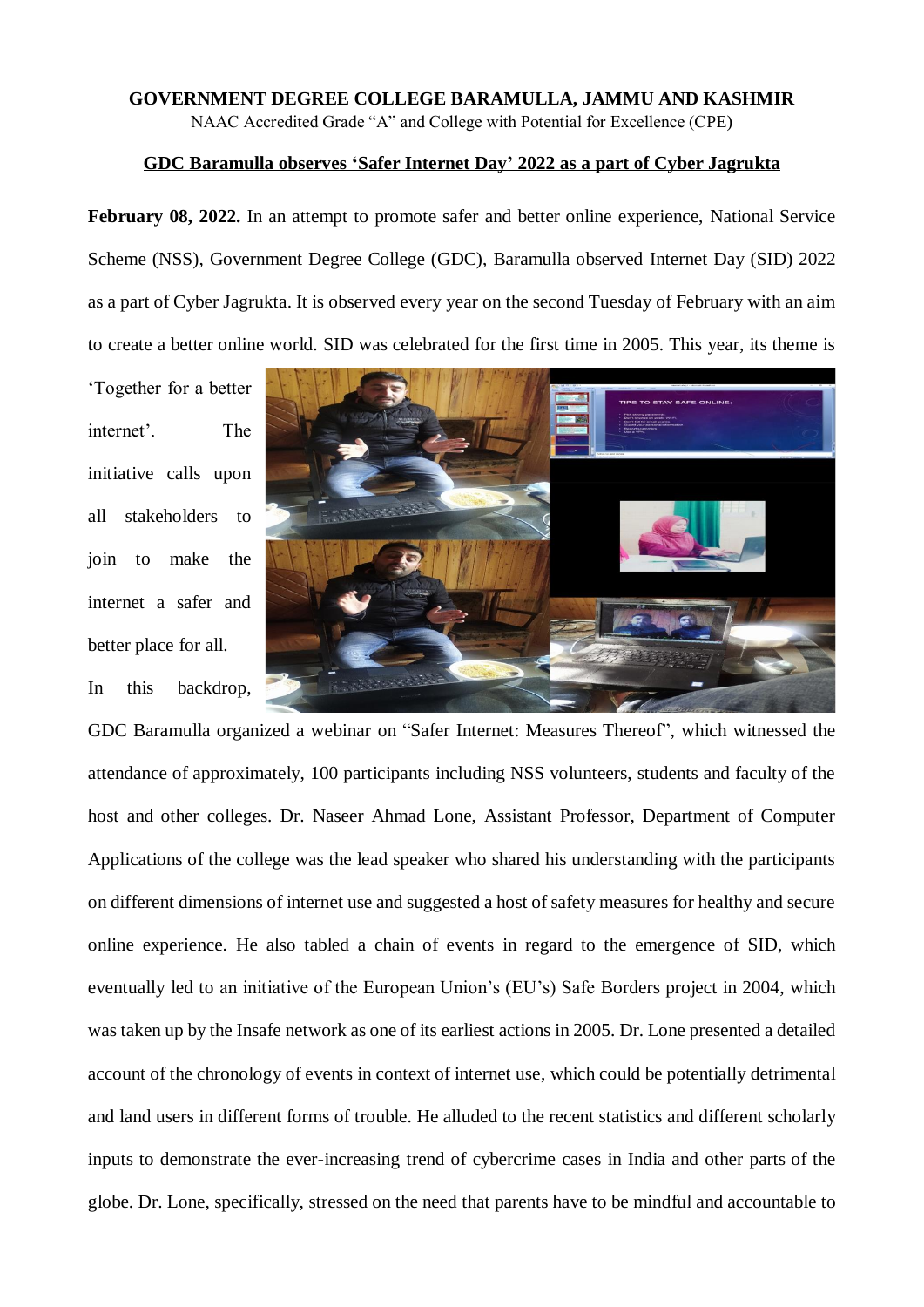**GOVERNMENT DEGREE COLLEGE BARAMULLA, JAMMU AND KASHMIR**

NAAC Accredited Grade "A" and College with Potential for Excellence (CPE)

## GDC Baramulla observes 'Safer Internet Day' 2022 as a part of Cyber Jagrukta

**February 08, 2022.** In an attempt to promote safer and better online experience, National Service Scheme (NSS), Government Degree College (GDC), Baramulla observed Internet Day (SID) 2022 as a part of Cyber Jagrukta. It is observed every year on the second Tuesday of February with an aim to create a better online world. SID was celebrated for the first time in 2005. This year, its theme is 'Together for a better internet'. The initiative calls upon all stakeholders to join to make the internet a safer and better place for all.

In this backdrop, GDC Baramulla organized a webinar on "Safer Internet: Measures Thereof", which witnessed the attendance of approximately, 100 participants including NSS volunteers, students and faculty of the host and other colleges. Dr. Naseer Ahmad Lone, Assistant Professor, Department of Computer Applications of the college was the lead speaker who shared his understanding with the participants on different dimensions of internet use and suggested a host of safety measures for healthy and secure online experience. He also tabled a chain of events in regard to the emergence of SID, which eventually led to an initiative of the European Union's (EU's) Safe Borders project in 2004, which was taken up by the Insafe network as one of its earliest actions in 2005. Dr. Lone presented a detailed account of the chronology of events in context of internet use, which could be potentially detrimental and land users in different forms of trouble. He alluded to the recent statistics and different scholarly inputs to demonstrate the ever-increasing trend of cybercrime cases in India and other parts of the globe. Dr. Lone, specifically, stressed on the need that parents have to be mindful and accountable to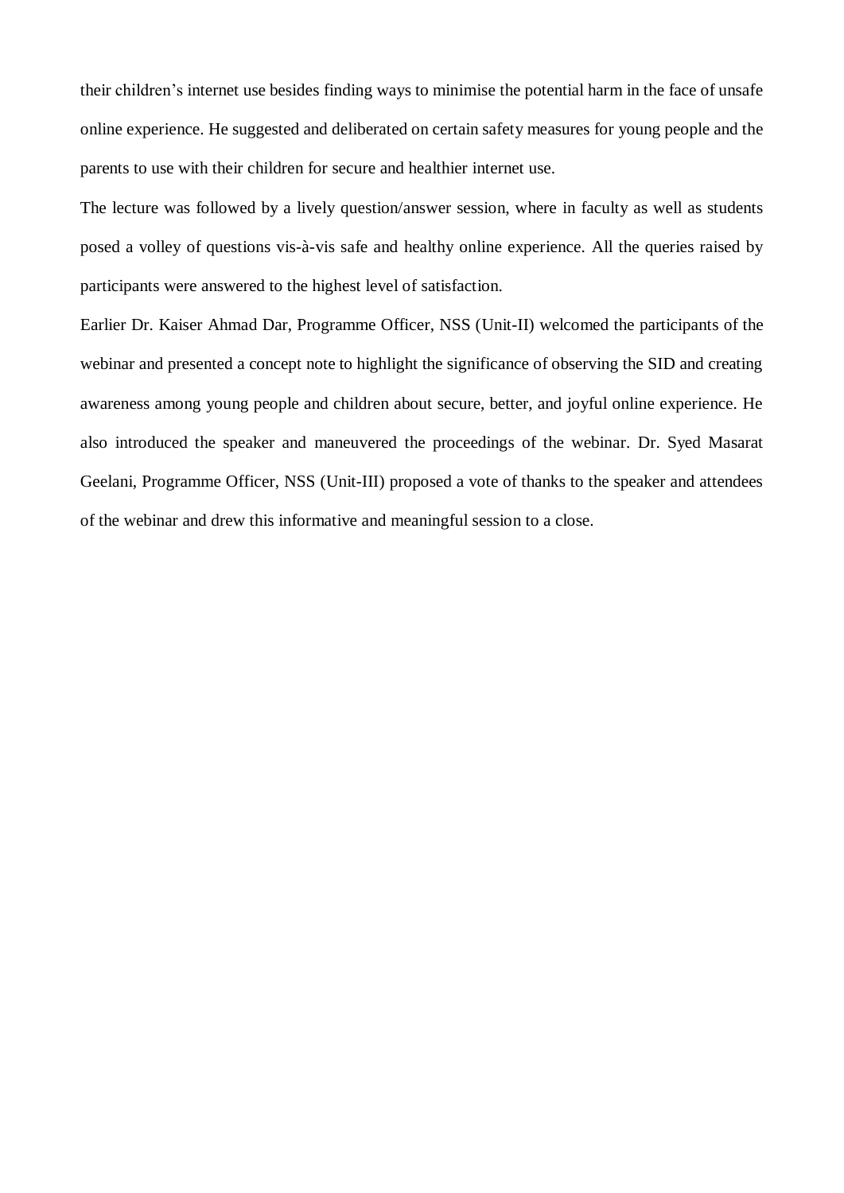their children's internet use besides finding ways to minimise the potential harm in the face of unsafe online experience. He suggested and deliberated on certain safety measures for young people and the parents to use with their children for secure and healthier internet use.

The lecture was followed by a lively question/answer session, where in faculty as well as students posed a volley of questions vis-à-vis safe and healthy online experience. All the queries raised by participants were answered to the highest level of satisfaction.

Earlier Dr. Kaiser Ahmad Dar, Programme Officer, NSS (Unit-II) welcomed the participants of the webinar and presented a concept note to highlight the significance of observing the SID and creating awareness among young people and children about secure, better, and joyful online experience. He also introduced the speaker and maneuvered the proceedings of the webinar. Dr. Syed Masarat Geelani, Programme Officer, NSS (Unit-III) proposed a vote of thanks to the speaker and attendees of the webinar and drew this informative and meaningful session to a close.